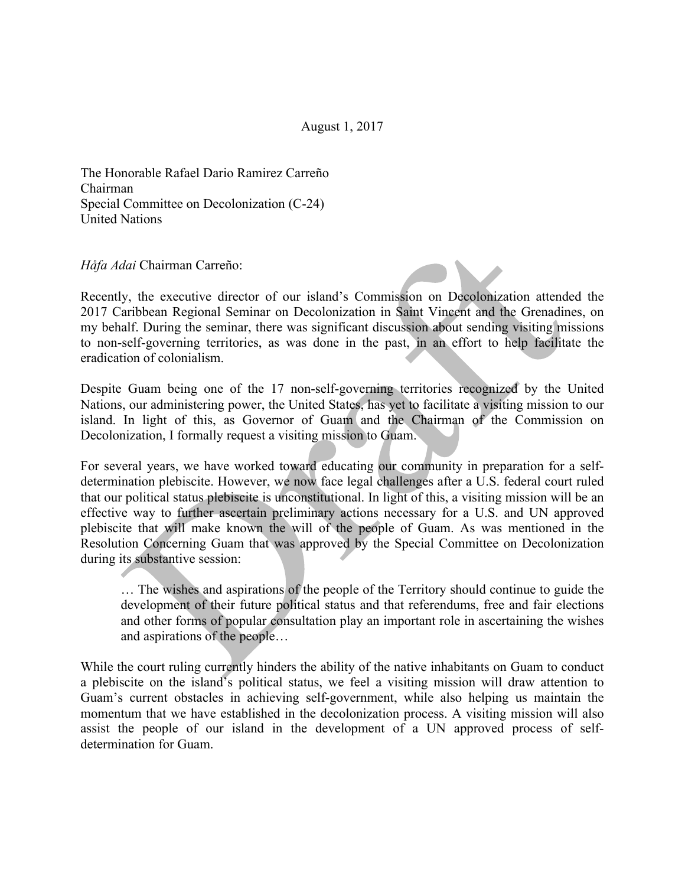August 1, 2017

The Honorable Rafael Dario Ramirez Carreño  
Chairman  
Special Committee on Decolonization (C-24)  
United Nations

*Håfa Adai* Chairman Carreño:

Recently, the executive director of our island's Commission on Decolonization attended the 2017 Caribbean Regional Seminar on Decolonization in Saint Vincent and the Grenadines, on my behalf. During the seminar, there was significant discussion about sending visiting missions to non-self-governing territories, as was done in the past, in an effort to help facilitate the eradication of colonialism.

Despite Guam being one of the 17 non-self-governing territories recognized by the United Nations, our administering power, the United States, has yet to facilitate a visiting mission to our island. In light of this, as Governor of Guam and the Chairman of the Commission on Decolonization, I formally request a visiting mission to Guam.

For several years, we have worked toward educating our community in preparation for a self-determination plebiscite. However, we now face legal challenges after a U.S. federal court ruled that our political status plebiscite is unconstitutional. In light of this, a visiting mission will be an effective way to further ascertain preliminary actions necessary for a U.S. and UN approved plebiscite that will make known the will of the people of Guam. As was mentioned in the Resolution Concerning Guam that was approved by the Special Committee on Decolonization during its substantive session:

> … The wishes and aspirations of the people of the Territory should continue to guide the development of their future political status and that referendums, free and fair elections and other forms of popular consultation play an important role in ascertaining the wishes and aspirations of the people…

While the court ruling currently hinders the ability of the native inhabitants on Guam to conduct a plebiscite on the island's political status, we feel a visiting mission will draw attention to Guam's current obstacles in achieving self-government, while also helping us maintain the momentum that we have established in the decolonization process. A visiting mission will also assist the people of our island in the development of a UN approved process of self-determination for Guam.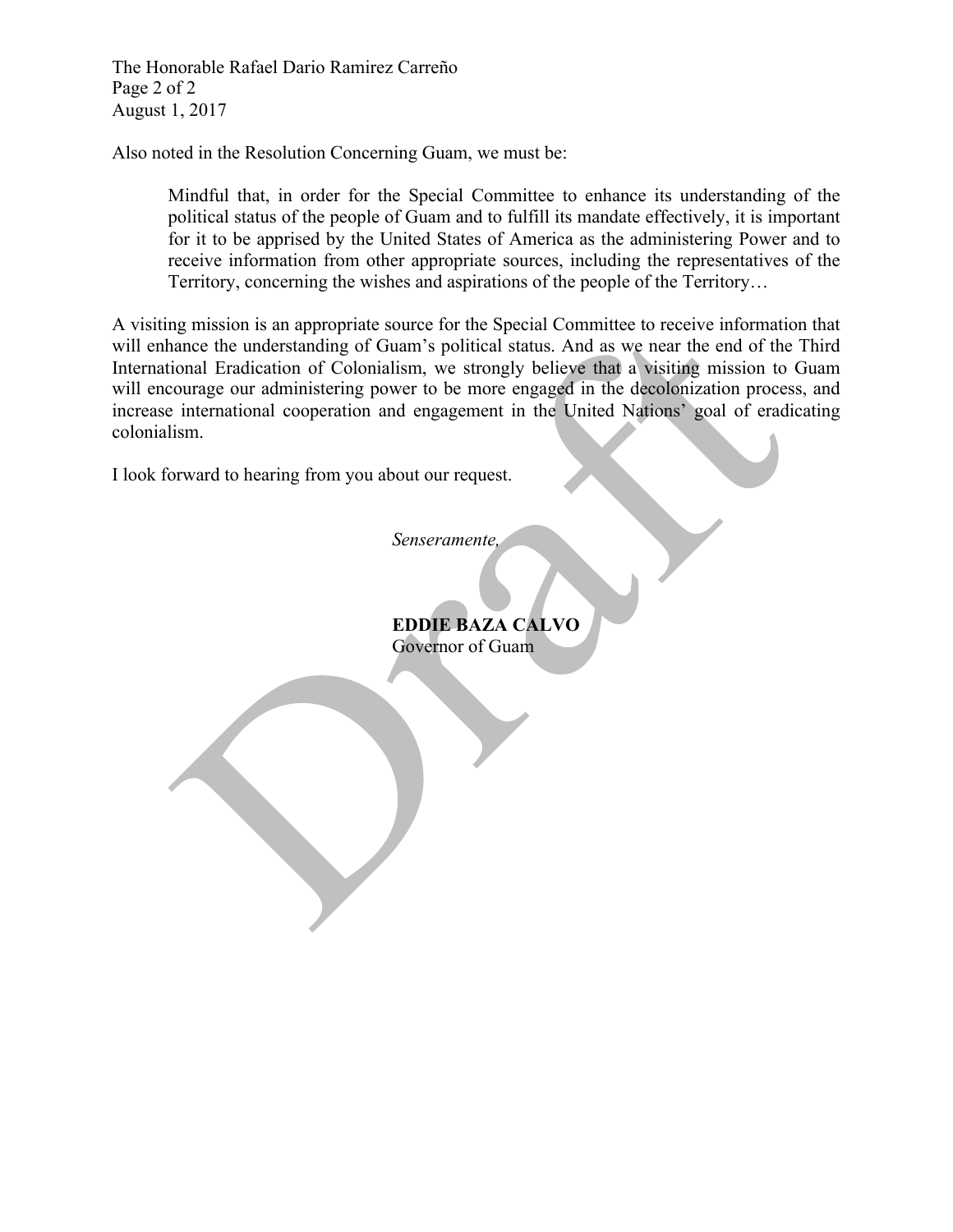Also noted in the Resolution Concerning Guam, we must be:

> Mindful that, in order for the Special Committee to enhance its understanding of the political status of the people of Guam and to fulfill its mandate effectively, it is important for it to be apprised by the United States of America as the administering Power and to receive information from other appropriate sources, including the representatives of the Territory, concerning the wishes and aspirations of the people of the Territory…

A visiting mission is an appropriate source for the Special Committee to receive information that will enhance the understanding of Guam's political status. And as we near the end of the Third International Eradication of Colonialism, we strongly believe that a visiting mission to Guam will encourage our administering power to be more engaged in the decolonization process, and increase international cooperation and engagement in the United Nations' goal of eradicating colonialism.

I look forward to hearing from you about our request.

*Senseramente,*

**EDDIE BAZA CALVO**
Governor of Guam

Draft